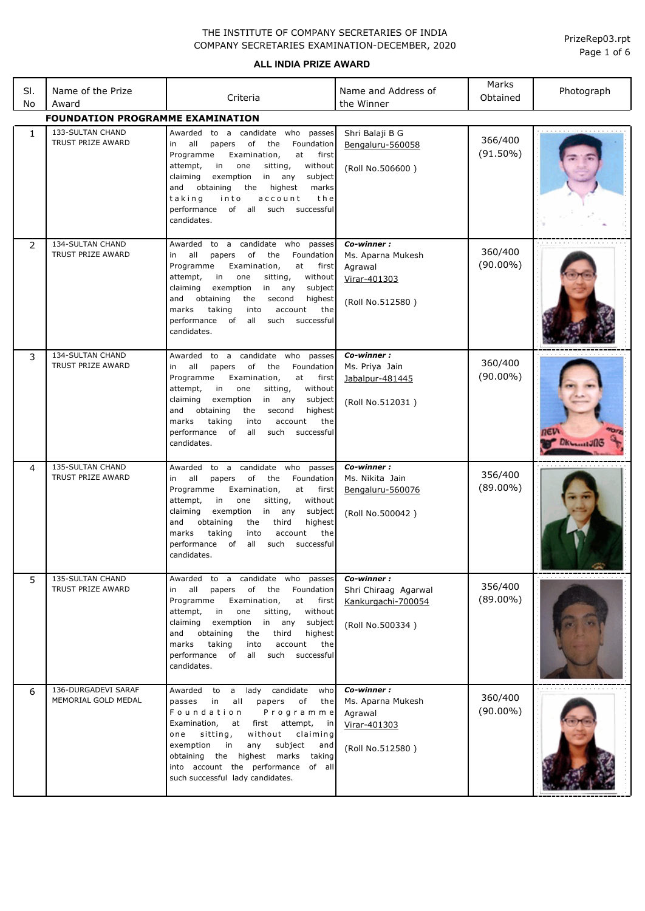THE INSTITUTE OF COMPANY SECRETARIES OF INDIA
COMPANY SECRETARIES EXAMINATION-DECEMBER, 2020

PrizeRep03.rpt

**ALL INDIA PRIZE AWARD**

| Sl. No | Name of the Prize Award | Criteria | Name and Address of the Winner | Marks Obtained | Photograph |
|---|---|---|---|---|---|
| **FOUNDATION PROGRAMME EXAMINATION** | | | | | |
| 1 | 133-SULTAN CHAND TRUST PRIZE AWARD | Awarded to a candidate who passes in all papers of the Foundation Programme Examination, at first attempt, in one sitting, without claiming exemption in any subject and obtaining the highest marks taking into account the performance of all such successful candidates. | Shri Balaji B G<br>Bengaluru-560058<br><br>(Roll No.506600 ) | 366/400<br>(91.50%) | |
| 2 | 134-SULTAN CHAND TRUST PRIZE AWARD | Awarded to a candidate who passes in all papers of the Foundation Programme Examination, at first attempt, in one sitting, without claiming exemption in any subject and obtaining the second highest marks taking into account the performance of all such successful candidates. | ***Co-winner :***<br>Ms. Aparna Mukesh Agrawal<br>Virar-401303<br><br>(Roll No.512580 ) | 360/400<br>(90.00%) | |
| 3 | 134-SULTAN CHAND TRUST PRIZE AWARD | Awarded to a candidate who passes in all papers of the Foundation Programme Examination, at first attempt, in one sitting, without claiming exemption in any subject and obtaining the second highest marks taking into account the performance of all such successful candidates. | ***Co-winner :***<br>Ms. Priya Jain<br>Jabalpur-481445<br><br>(Roll No.512031 ) | 360/400<br>(90.00%) | |
| 4 | 135-SULTAN CHAND TRUST PRIZE AWARD | Awarded to a candidate who passes in all papers of the Foundation Programme Examination, at first attempt, in one sitting, without claiming exemption in any subject and obtaining the third highest marks taking into account the performance of all such successful candidates. | ***Co-winner :***<br>Ms. Nikita Jain<br>Bengaluru-560076<br><br>(Roll No.500042 ) | 356/400<br>(89.00%) | |
| 5 | 135-SULTAN CHAND TRUST PRIZE AWARD | Awarded to a candidate who passes in all papers of the Foundation Programme Examination, at first attempt, in one sitting, without claiming exemption in any subject and obtaining the third highest marks taking into account the performance of all such successful candidates. | ***Co-winner :***<br>Shri Chiraag Agarwal<br>Kankurgachi-700054<br><br>(Roll No.500334 ) | 356/400<br>(89.00%) | |
| 6 | 136-DURGADEVI SARAF MEMORIAL GOLD MEDAL | Awarded to a lady candidate who passes in all papers of the Foundation Programme Examination, at first attempt, in one sitting, without claiming exemption in any subject and obtaining the highest marks taking into account the performance of all such successful lady candidates. | ***Co-winner :***<br>Ms. Aparna Mukesh Agrawal<br>Virar-401303<br><br>(Roll No.512580 ) | 360/400<br>(90.00%) | |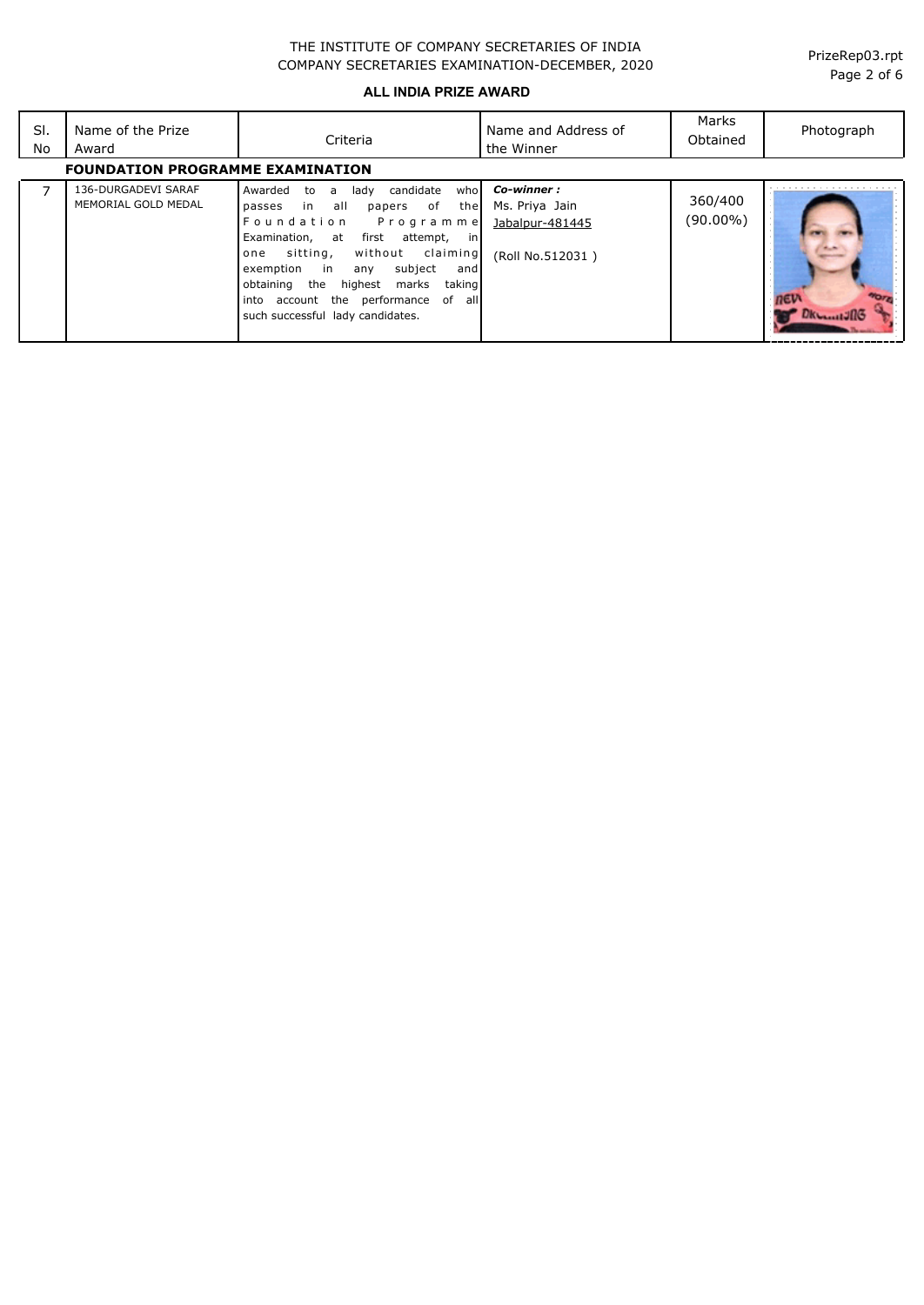THE INSTITUTE OF COMPANY SECRETARIES OF INDIA
COMPANY SECRETARIES EXAMINATION-DECEMBER, 2020

**ALL INDIA PRIZE AWARD**

| Sl. No | Name of the Prize Award | Criteria | Name and Address of the Winner | Marks Obtained | Photograph |
|---|---|---|---|---|---|
| **FOUNDATION PROGRAMME EXAMINATION** | | | | | |
| 7 | 136-DURGADEVI SARAF MEMORIAL GOLD MEDAL | Awarded to a lady candidate who passes in all papers of the Foundation Programme Examination, at first attempt, in one sitting, without claiming exemption in any subject and obtaining the highest marks taking into account the performance of all such successful lady candidates. | ***Co-winner :*** Ms. Priya Jain Jabalpur-481445 (Roll No.512031 ) | 360/400 (90.00%) | |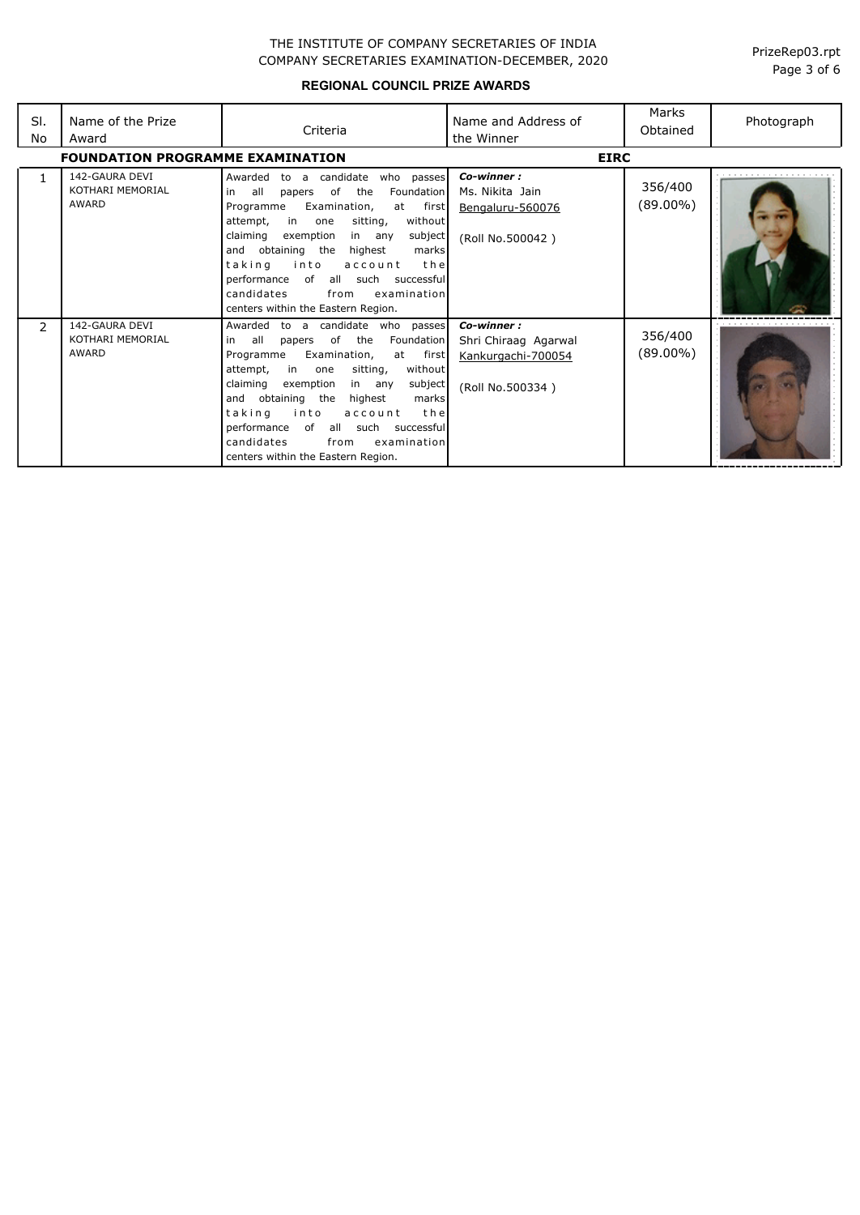THE INSTITUTE OF COMPANY SECRETARIES OF INDIA
COMPANY SECRETARIES EXAMINATION-DECEMBER, 2020

PrizeRep03.rpt

## REGIONAL COUNCIL PRIZE AWARDS

| Sl. No | Name of the Prize Award | Criteria | Name and Address of the Winner | Marks Obtained | Photograph |
|---|---|---|---|---|---|
| **FOUNDATION PROGRAMME EXAMINATION** | | | **EIRC** | | |
| 1 | 142-GAURA DEVI KOTHARI MEMORIAL AWARD | Awarded to a candidate who passes in all papers of the Foundation Programme Examination, at first attempt, in one sitting, without claiming exemption in any subject and obtaining the highest marks taking into account the performance of all such successful candidates from examination centers within the Eastern Region. | ***Co-winner :*** Ms. Nikita Jain Bengaluru-560076 (Roll No.500042 ) | 356/400 (89.00%) | |
| 2 | 142-GAURA DEVI KOTHARI MEMORIAL AWARD | Awarded to a candidate who passes in all papers of the Foundation Programme Examination, at first attempt, in one sitting, without claiming exemption in any subject and obtaining the highest marks taking into account the performance of all such successful candidates from examination centers within the Eastern Region. | ***Co-winner :*** Shri Chiraag Agarwal Kankurgachi-700054 (Roll No.500334 ) | 356/400 (89.00%) | |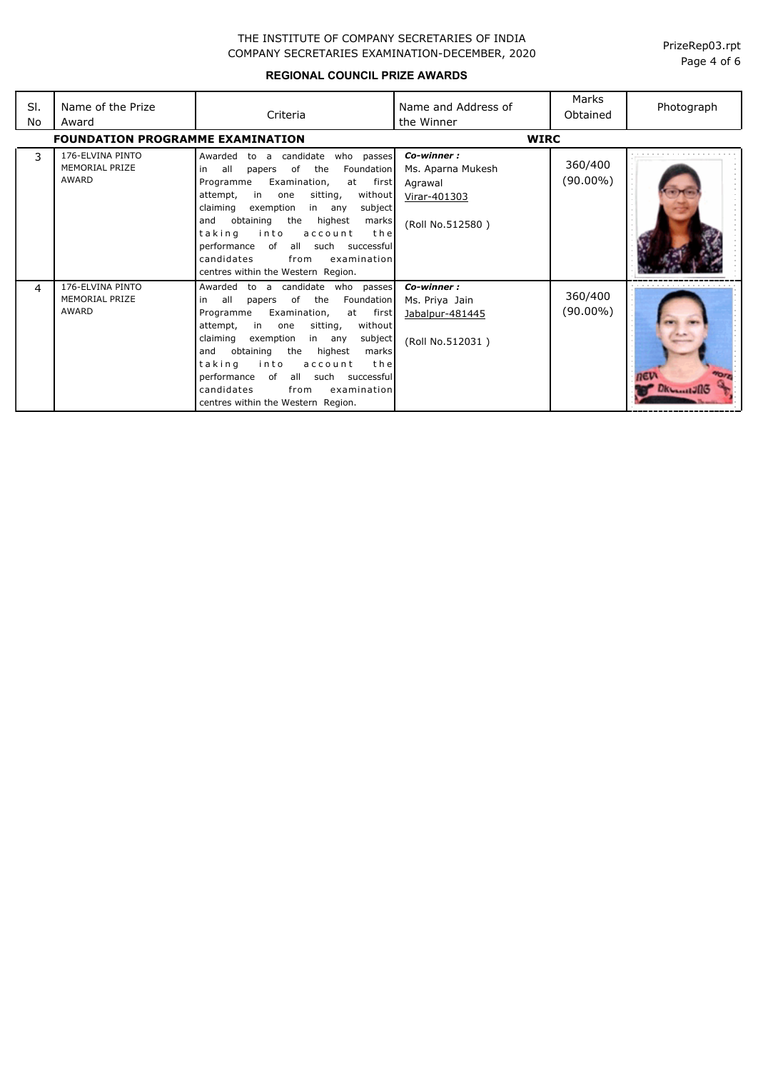THE INSTITUTE OF COMPANY SECRETARIES OF INDIA
COMPANY SECRETARIES EXAMINATION-DECEMBER, 2020

PrizeRep03.rpt

**REGIONAL COUNCIL PRIZE AWARDS**

| Sl. No | Name of the Prize Award | Criteria | Name and Address of the Winner | Marks Obtained | Photograph |
|---|---|---|---|---|---|
| **FOUNDATION PROGRAMME EXAMINATION** | | | **WIRC** | | |
| 3 | 176-ELVINA PINTO MEMORIAL PRIZE AWARD | Awarded to a candidate who passes in all papers of the Foundation Programme Examination, at first attempt, in one sitting, without claiming exemption in any subject and obtaining the highest marks taking into account the performance of all such successful candidates from examination centres within the Western Region. | ***Co-winner :*** Ms. Aparna Mukesh Agrawal Virar-401303 (Roll No.512580 ) | 360/400 (90.00%) | |
| 4 | 176-ELVINA PINTO MEMORIAL PRIZE AWARD | Awarded to a candidate who passes in all papers of the Foundation Programme Examination, at first attempt, in one sitting, without claiming exemption in any subject and obtaining the highest marks taking into account the performance of all such successful candidates from examination centres within the Western Region. | ***Co-winner :*** Ms. Priya Jain Jabalpur-481445 (Roll No.512031 ) | 360/400 (90.00%) | |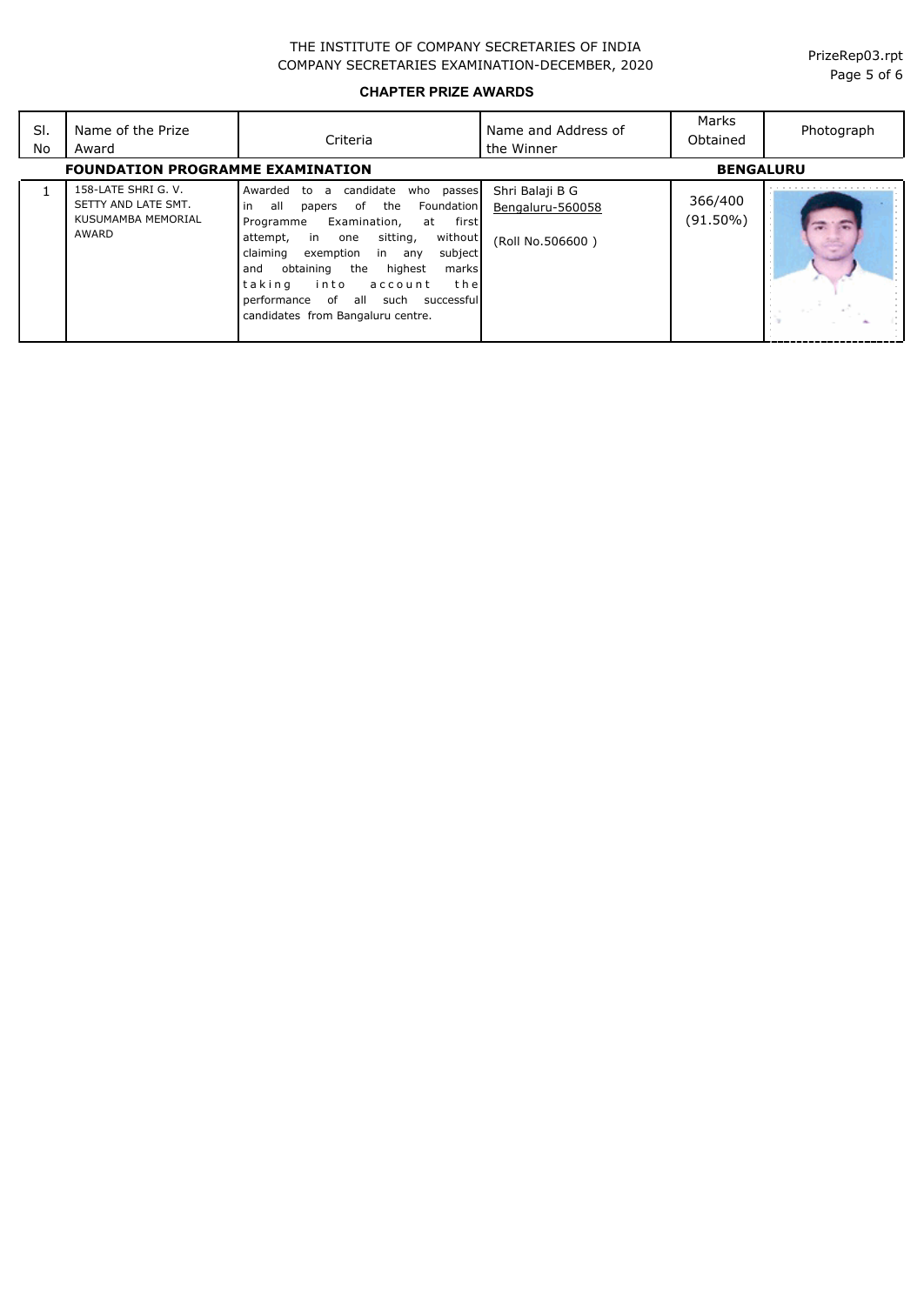THE INSTITUTE OF COMPANY SECRETARIES OF INDIA
COMPANY SECRETARIES EXAMINATION-DECEMBER, 2020

**CHAPTER PRIZE AWARDS**

| Sl. No | Name of the Prize Award | Criteria | Name and Address of the Winner | Marks Obtained | Photograph |
|---|---|---|---|---|---|
| **FOUNDATION PROGRAMME EXAMINATION** | | | | **BENGALURU** | |
| 1 | 158-LATE SHRI G. V. SETTY AND LATE SMT. KUSUMAMBA MEMORIAL AWARD | Awarded to a candidate who passes in all papers of the Foundation Programme Examination, at first attempt, in one sitting, without claiming exemption in any subject and obtaining the highest marks taking into account the performance of all such successful candidates from Bangaluru centre. | Shri Balaji B G<br>Bengaluru-560058<br><br>(Roll No.506600 ) | 366/400 (91.50%) | |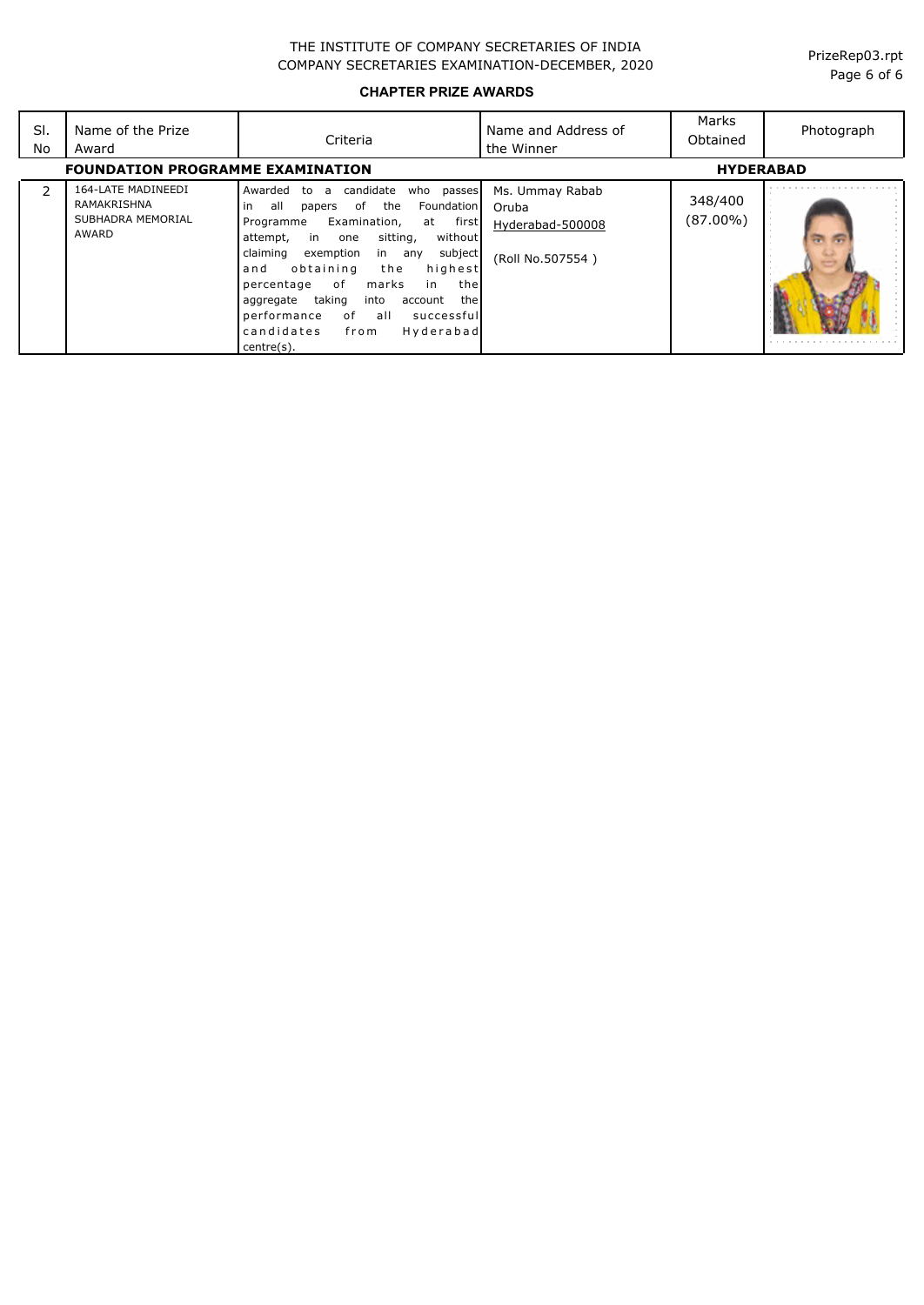THE INSTITUTE OF COMPANY SECRETARIES OF INDIA
COMPANY SECRETARIES EXAMINATION-DECEMBER, 2020

**CHAPTER PRIZE AWARDS**

| Sl. No | Name of the Prize Award | Criteria | Name and Address of the Winner | Marks Obtained | Photograph |
|---|---|---|---|---|---|
| **FOUNDATION PROGRAMME EXAMINATION** | | | | **HYDERABAD** | |
| 2 | 164-LATE MADINEEDI RAMAKRISHNA SUBHADRA MEMORIAL AWARD | Awarded to a candidate who passes in all papers of the Foundation Programme Examination, at first attempt, in one sitting, without claiming exemption in any subject and obtaining the highest percentage of marks in the aggregate taking into account the performance of all successful candidates from Hyderabad centre(s). | Ms. Ummay Rabab Oruba<br>Hyderabad-500008<br><br>(Roll No.507554 ) | 348/400 (87.00%) | |